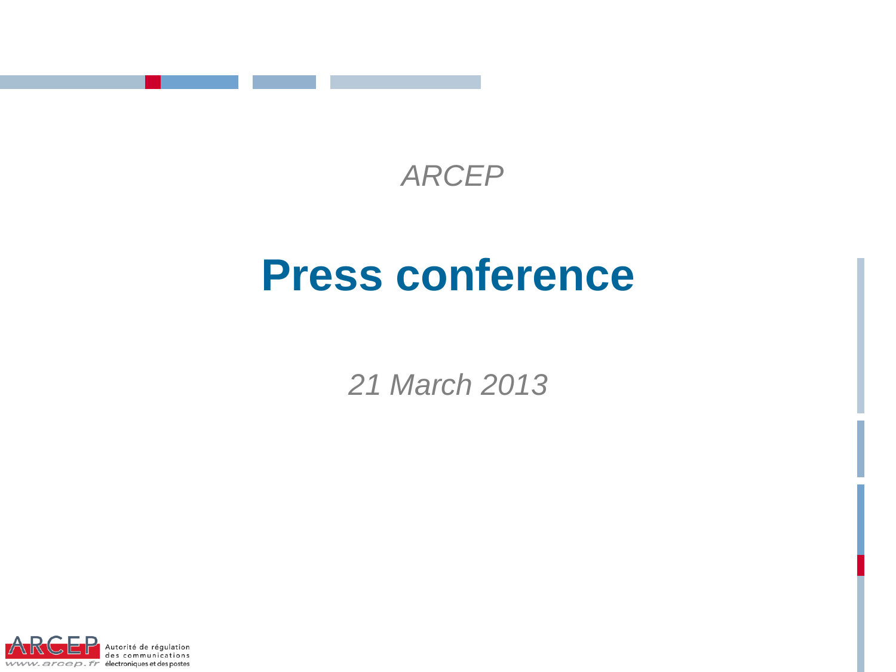*ARCEP*

# Press conference

*21 March 2013*

ARCEP Autorité de régulation des communications électroniques et des postes
www.arcep.fr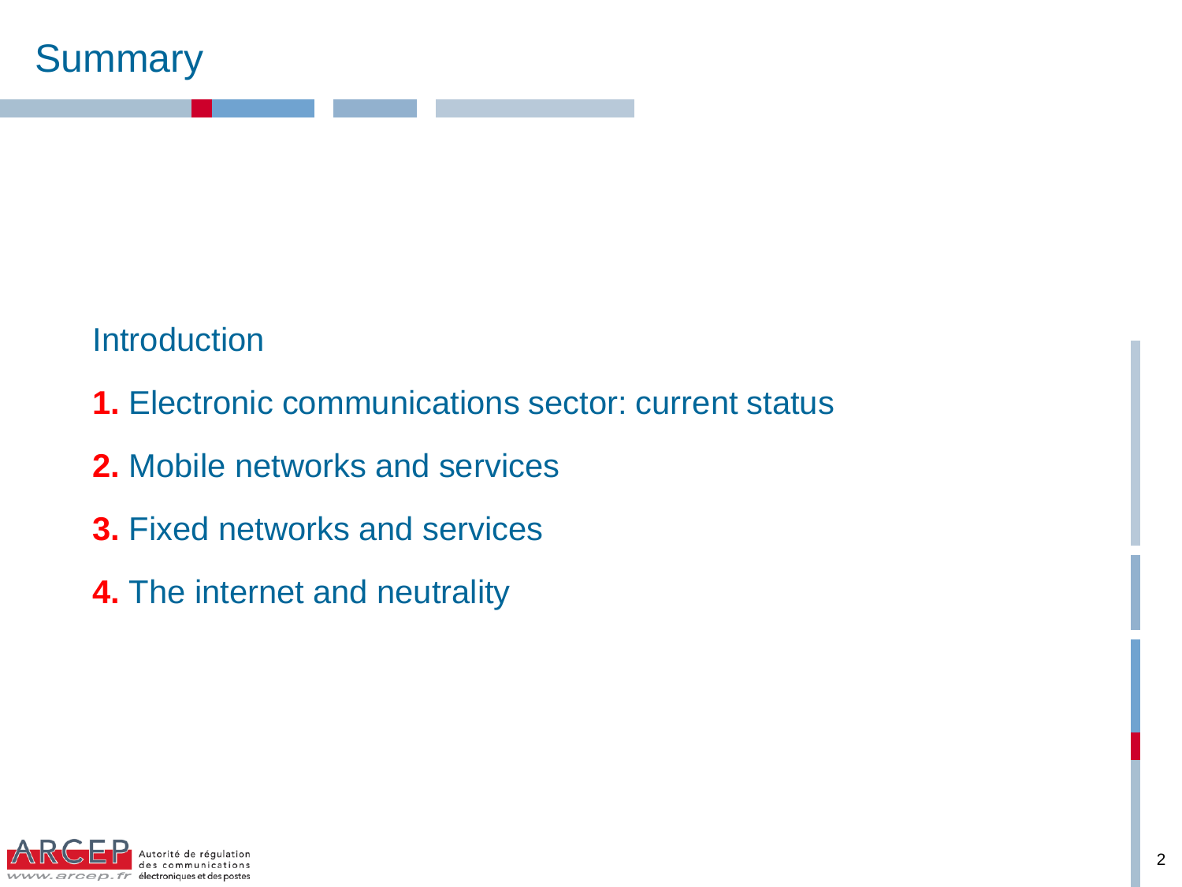# Summary

Introduction

**1.** Electronic communications sector: current status

**2.** Mobile networks and services

**3.** Fixed networks and services

**4.** The internet and neutrality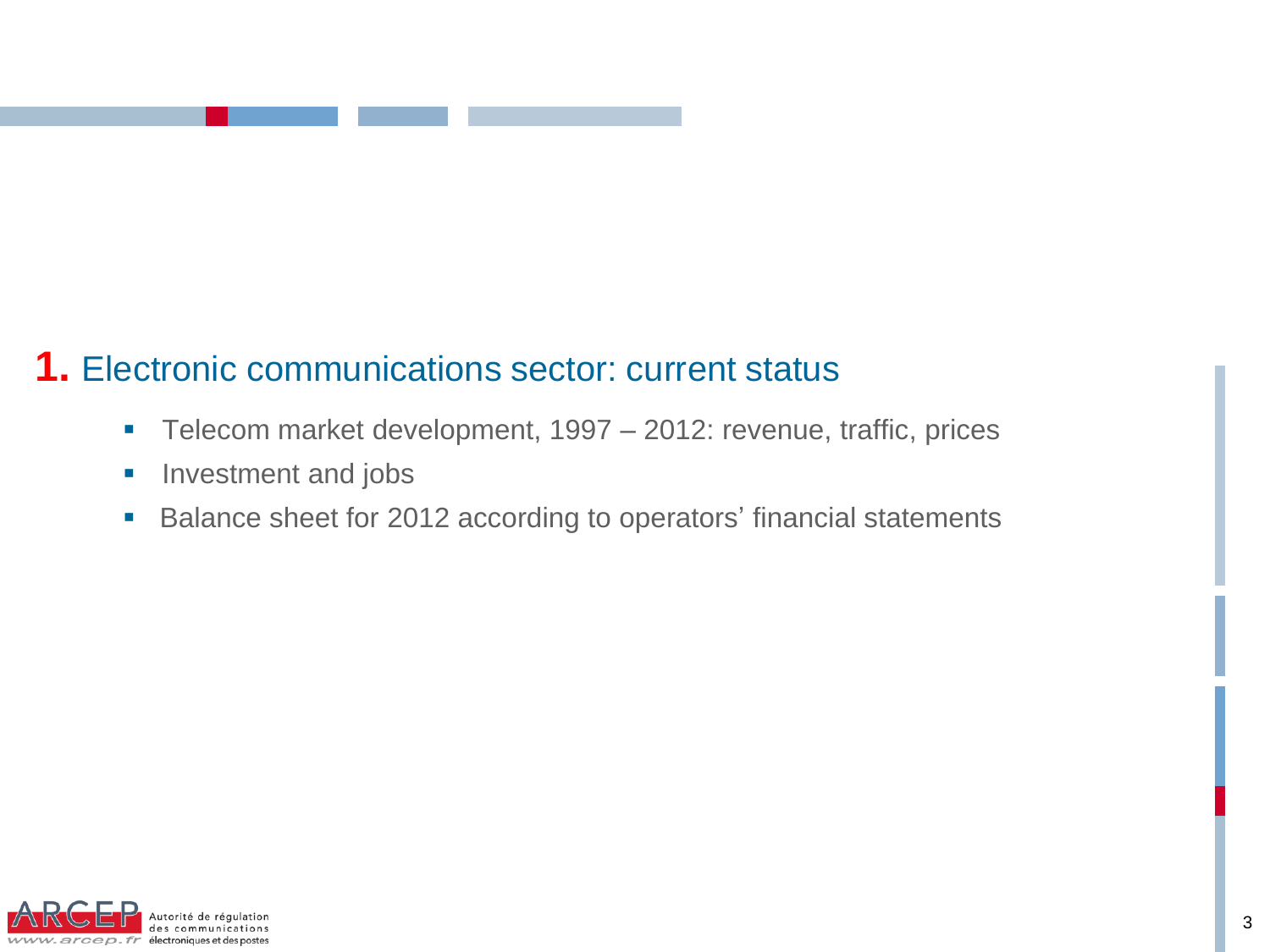# 1. Electronic communications sector: current status

- Telecom market development, 1997 – 2012: revenue, traffic, prices
- Investment and jobs
- Balance sheet for 2012 according to operators' financial statements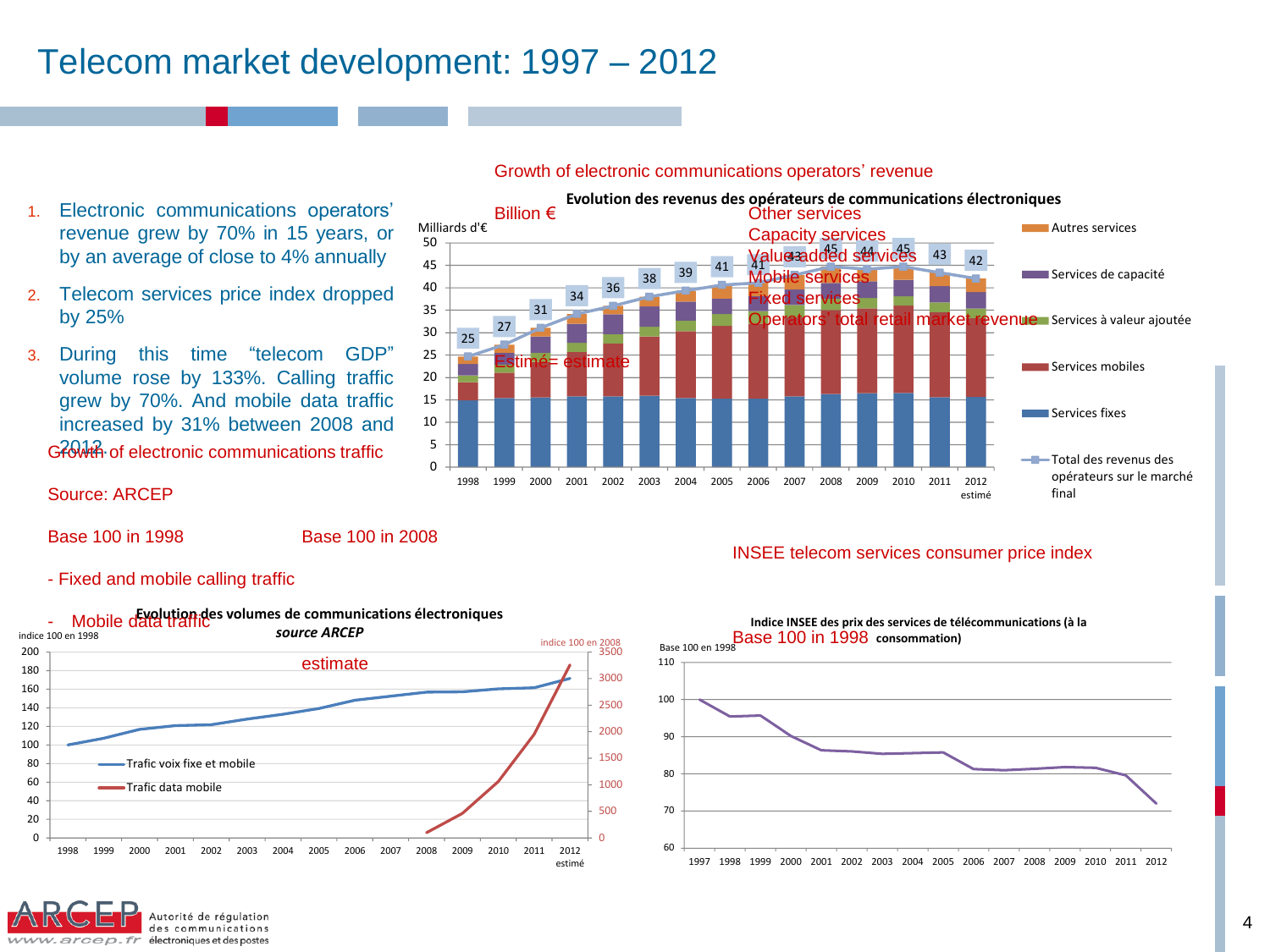# Telecom market development: 1997 – 2012

1. Electronic communications operators' revenue grew by 70% in 15 years, or by an average of close to 4% annually
2. Telecom services price index dropped by 25%
3. During this time "telecom GDP" volume rose by 133%. Calling traffic grew by 70%. And mobile data traffic increased by 31% between 2008 and 2012

Growth of electronic communications operators' revenue

**Evolution des revenus des opérateurs de communications électroniques**

Billion €

Milliards d'€

| | 1998 | 1999 | 2000 | 2001 | 2002 | 2003 | 2004 | 2005 | 2006 | 2007 | 2008 | 2009 | 2010 | 2011 | 2012 estimé |
|---|---|---|---|---|---|---|---|---|---|---|---|---|---|---|---|
| Total des revenus des opérateurs sur le marché final | 25 | 27 | 31 | 34 | 36 | 38 | 39 | 41 | 41 | 43 | 45 | 44 | 45 | 43 | 42 |

Autres services – Other services
Services de capacité – Capacity services
Services à valeur ajoutée – Value added services
Services mobiles – Mobile services
Services fixes – Fixed services
Total des revenus des opérateurs sur le marché final – Operators' total retail market revenue

Estimé= estimate

Growth of electronic communications traffic

Source: ARCEP

Base 100 in 1998 | Base 100 in 2008

- Fixed and mobile calling traffic
- Mobile data traffic

**Evolution des volumes de communications électroniques**
***source ARCEP***

indice 100 en 1998 | indice 100 en 2008

Trafic voix fixe et mobile
Trafic data mobile

estimate

INSEE telecom services consumer price index

**Indice INSEE des prix des services de télécommunications (à la consommation)**

Base 100 in 1998

Base 100 en 1998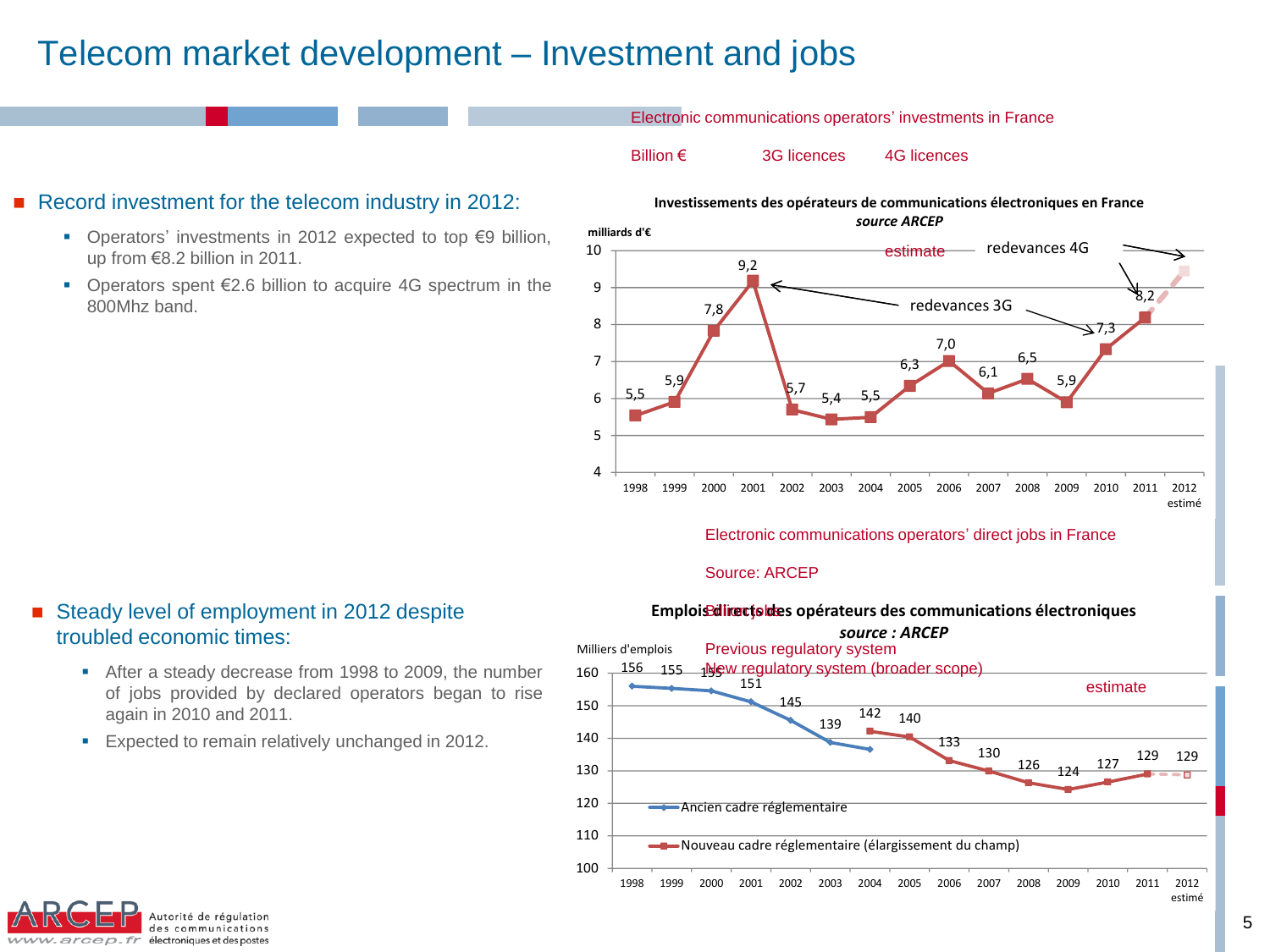# Telecom market development – Investment and jobs

- Record investment for the telecom industry in 2012:
  - Operators' investments in 2012 expected to top €9 billion, up from €8.2 billion in 2011.
  - Operators spent €2.6 billion to acquire 4G spectrum in the 800Mhz band.

Electronic communications operators' investments in France

Billion € | 3G licences | 4G licences

**Investissements des opérateurs de communications électroniques en France**
*source ARCEP*

milliards d'€

| Year | 1998 | 1999 | 2000 | 2001 | 2002 | 2003 | 2004 | 2005 | 2006 | 2007 | 2008 | 2009 | 2010 | 2011 | 2012 estimé |
|---|---|---|---|---|---|---|---|---|---|---|---|---|---|---|---|
| Investissements | 5,5 | 5,9 | 7,8 | 9,2 | 5,7 | 5,4 | 5,5 | 6,3 | 7,0 | 6,1 | 6,5 | 5,9 | 7,3 | 8,2 | estimate |

redevances 3G; redevances 4G

- Steady level of employment in 2012 despite troubled economic times:
  - After a steady decrease from 1998 to 2009, the number of jobs provided by declared operators began to rise again in 2010 and 2011.
  - Expected to remain relatively unchanged in 2012.

Electronic communications operators' direct jobs in France

Source: ARCEP

**Emplois directs des opérateurs des communications électroniques**
*source : ARCEP*

Direct jobs

Milliers d'emplois

| Year | 1998 | 1999 | 2000 | 2001 | 2002 | 2003 | 2004 | 2005 | 2006 | 2007 | 2008 | 2009 | 2010 | 2011 | 2012 estimé |
|---|---|---|---|---|---|---|---|---|---|---|---|---|---|---|---|
| Ancien cadre réglementaire (Previous regulatory system) | 156 | 155 | 155 | 151 | 145 | 139 | | | | | | | | | |
| Nouveau cadre réglementaire (élargissement du champ) (New regulatory system (broader scope)) | | | | | | | 142 | 140 | 133 | 130 | 126 | 124 | 127 | 129 | 129 (estimate) |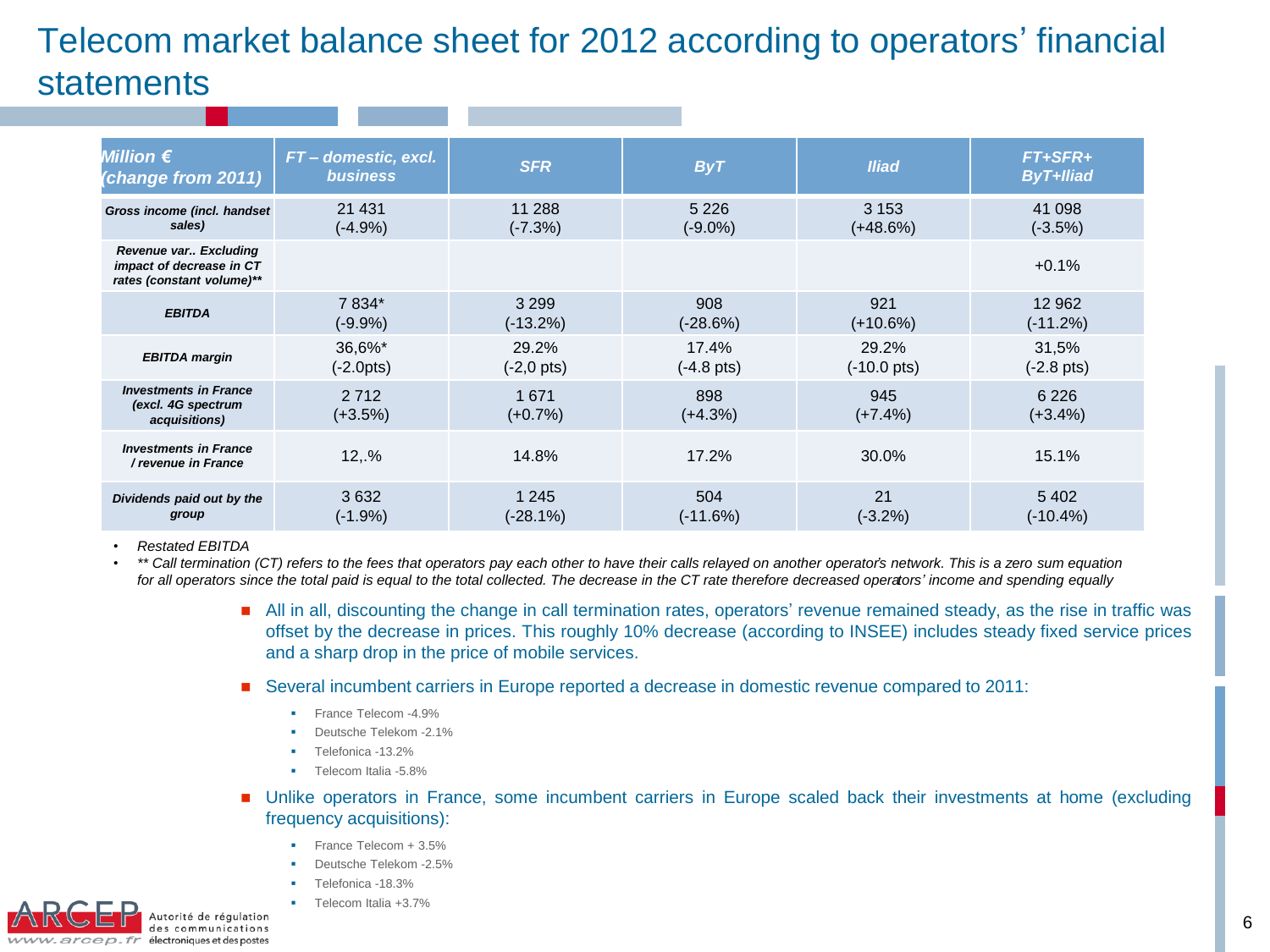# Telecom market balance sheet for 2012 according to operators' financial statements

| *Million € (change from 2011)* | *FT – domestic, excl. business* | *SFR* | *ByT* | *Iliad* | *FT+SFR+ ByT+Iliad* |
|---|---|---|---|---|---|
| ***Gross income (incl. handset sales)*** | 21 431 (-4.9%) | 11 288 (-7.3%) | 5 226 (-9.0%) | 3 153 (+48.6%) | 41 098 (-3.5%) |
| ***Revenue var.. Excluding impact of decrease in CT rates (constant volume)**** | | | | | +0.1% |
| ***EBITDA*** | 7 834* (-9.9%) | 3 299 (-13.2%) | 908 (-28.6%) | 921 (+10.6%) | 12 962 (-11.2%) |
| ***EBITDA margin*** | 36,6%* (-2.0pts) | 29.2% (-2,0 pts) | 17.4% (-4.8 pts) | 29.2% (-10.0 pts) | 31,5% (-2.8 pts) |
| ***Investments in France (excl. 4G spectrum acquisitions)*** | 2 712 (+3.5%) | 1 671 (+0.7%) | 898 (+4.3%) | 945 (+7.4%) | 6 226 (+3.4%) |
| ***Investments in France / revenue in France*** | 12,.% | 14.8% | 17.2% | 30.0% | 15.1% |
| ***Dividends paid out by the group*** | 3 632 (-1.9%) | 1 245 (-28.1%) | 504 (-11.6%) | 21 (-3.2%) | 5 402 (-10.4%) |

- *Restated EBITDA*
- *** Call termination (CT) refers to the fees that operators pay each other to have their calls relayed on another operator's network. This is a zero sum equation for all operators since the total paid is equal to the total collected. The decrease in the CT rate therefore decreased operators' income and spending equally*

- All in all, discounting the change in call termination rates, operators' revenue remained steady, as the rise in traffic was offset by the decrease in prices. This roughly 10% decrease (according to INSEE) includes steady fixed service prices and a sharp drop in the price of mobile services.
- Several incumbent carriers in Europe reported a decrease in domestic revenue compared to 2011:
  - France Telecom -4.9%
  - Deutsche Telekom -2.1%
  - Telefonica -13.2%
  - Telecom Italia -5.8%
- Unlike operators in France, some incumbent carriers in Europe scaled back their investments at home (excluding frequency acquisitions):
  - France Telecom + 3.5%
  - Deutsche Telekom -2.5%
  - Telefonica -18.3%
  - Telecom Italia +3.7%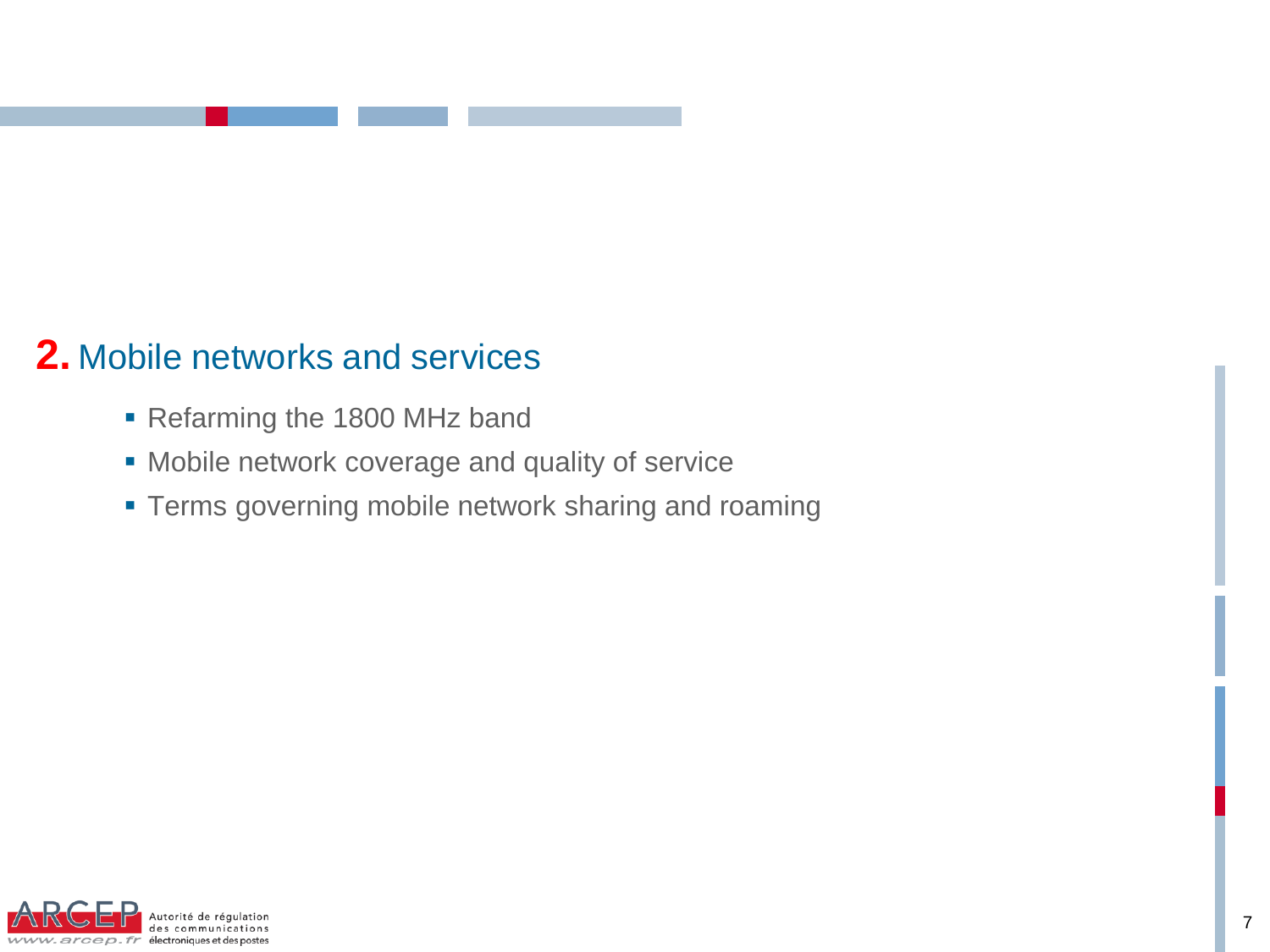## 2. Mobile networks and services

- Refarming the 1800 MHz band
- Mobile network coverage and quality of service
- Terms governing mobile network sharing and roaming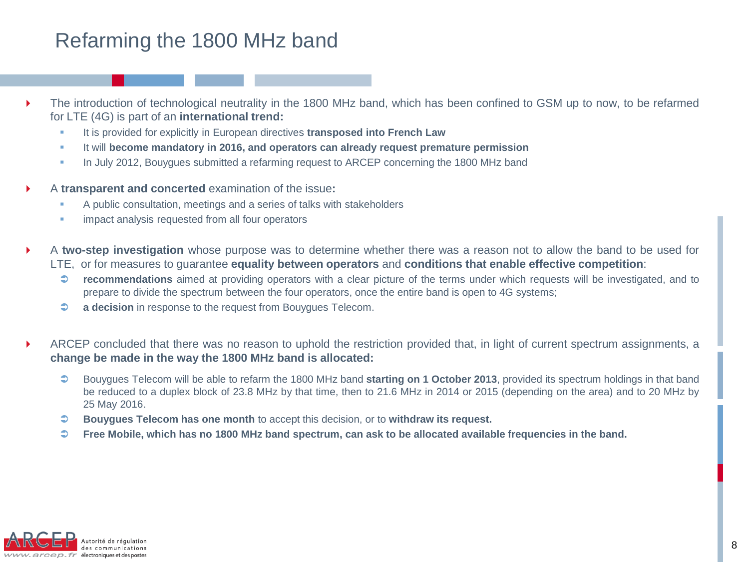# Refarming the 1800 MHz band

- The introduction of technological neutrality in the 1800 MHz band, which has been confined to GSM up to now, to be refarmed for LTE (4G) is part of an **international trend:**
  - It is provided for explicitly in European directives **transposed into French Law**
  - It will **become mandatory in 2016, and operators can already request premature permission**
  - In July 2012, Bouygues submitted a refarming request to ARCEP concerning the 1800 MHz band

- A **transparent and concerted** examination of the issue**:**
  - A public consultation, meetings and a series of talks with stakeholders
  - impact analysis requested from all four operators

- A **two-step investigation** whose purpose was to determine whether there was a reason not to allow the band to be used for LTE, or for measures to guarantee **equality between operators** and **conditions that enable effective competition**:
  - **recommendations** aimed at providing operators with a clear picture of the terms under which requests will be investigated, and to prepare to divide the spectrum between the four operators, once the entire band is open to 4G systems;
  - **a decision** in response to the request from Bouygues Telecom.

- ARCEP concluded that there was no reason to uphold the restriction provided that, in light of current spectrum assignments, a **change be made in the way the 1800 MHz band is allocated:**
  - Bouygues Telecom will be able to refarm the 1800 MHz band **starting on 1 October 2013**, provided its spectrum holdings in that band be reduced to a duplex block of 23.8 MHz by that time, then to 21.6 MHz in 2014 or 2015 (depending on the area) and to 20 MHz by 25 May 2016.
  - **Bouygues Telecom has one month** to accept this decision, or to **withdraw its request.**
  - **Free Mobile, which has no 1800 MHz band spectrum, can ask to be allocated available frequencies in the band.**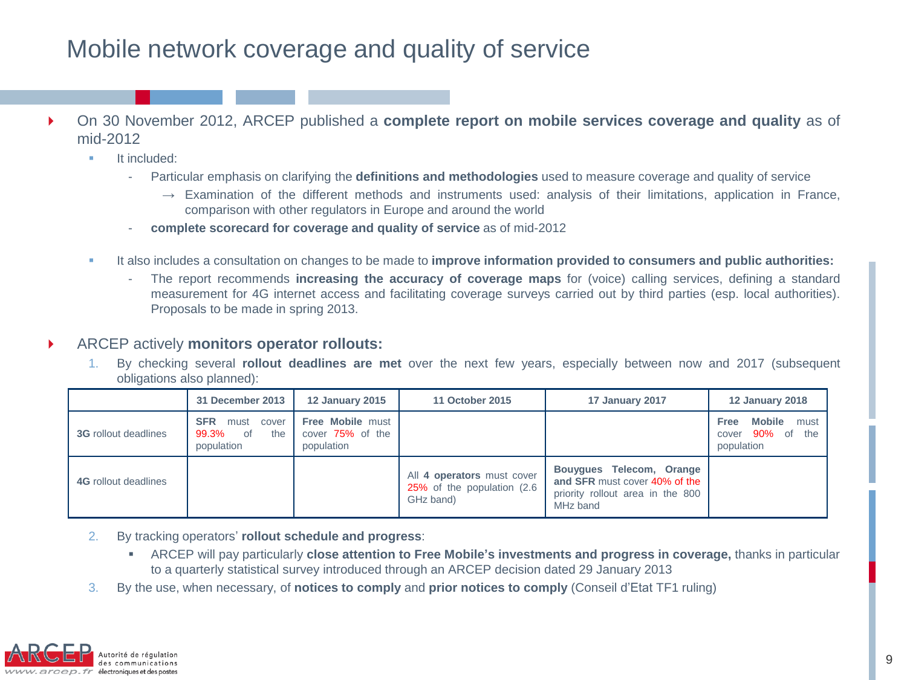# Mobile network coverage and quality of service

- On 30 November 2012, ARCEP published a **complete report on mobile services coverage and quality** as of mid-2012
  - It included:
    - Particular emphasis on clarifying the **definitions and methodologies** used to measure coverage and quality of service
      - → Examination of the different methods and instruments used: analysis of their limitations, application in France, comparison with other regulators in Europe and around the world
    - **complete scorecard for coverage and quality of service** as of mid-2012
  - It also includes a consultation on changes to be made to **improve information provided to consumers and public authorities:**
    - The report recommends **increasing the accuracy of coverage maps** for (voice) calling services, defining a standard measurement for 4G internet access and facilitating coverage surveys carried out by third parties (esp. local authorities). Proposals to be made in spring 2013.

- ARCEP actively **monitors operator rollouts:**
  1. By checking several **rollout deadlines are met** over the next few years, especially between now and 2017 (subsequent obligations also planned):

| | 31 December 2013 | 12 January 2015 | 11 October 2015 | 17 January 2017 | 12 January 2018 |
|---|---|---|---|---|---|
| **3G** rollout deadlines | **SFR** must cover 99.3% of the population | **Free Mobile** must cover 75% of the population | | | **Free Mobile** must cover 90% of the population |
| **4G** rollout deadlines | | | All **4 operators** must cover 25% of the population (2.6 GHz band) | **Bouygues Telecom, Orange and SFR** must cover 40% of the priority rollout area in the 800 MHz band | |

  2. By tracking operators' **rollout schedule and progress**:
     - ARCEP will pay particularly **close attention to Free Mobile's investments and progress in coverage,** thanks in particular to a quarterly statistical survey introduced through an ARCEP decision dated 29 January 2013
  3. By the use, when necessary, of **notices to comply** and **prior notices to comply** (Conseil d'Etat TF1 ruling)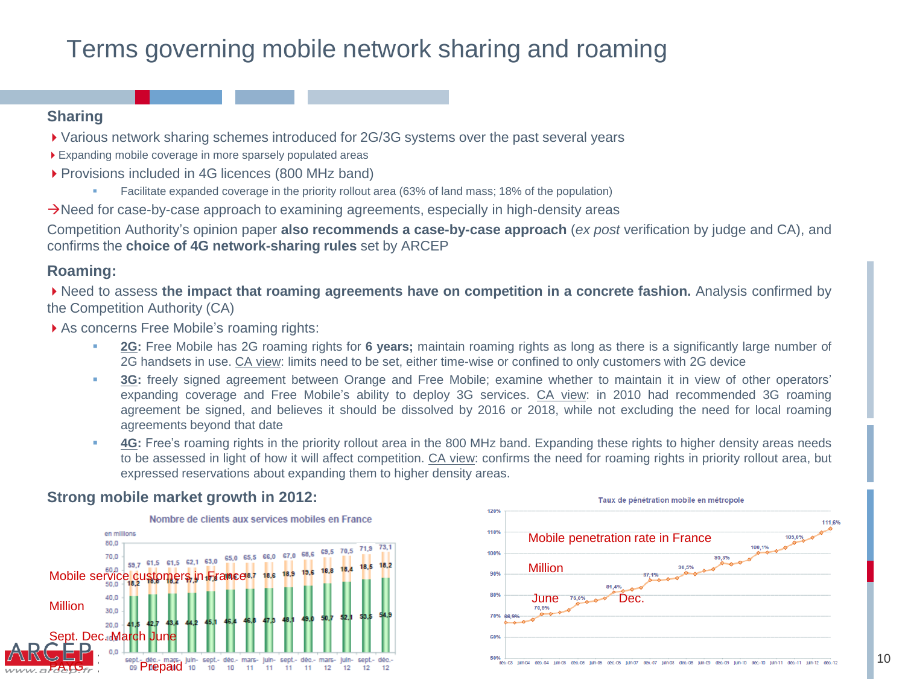# Terms governing mobile network sharing and roaming

## Sharing

- Various network sharing schemes introduced for 2G/3G systems over the past several years
- Expanding mobile coverage in more sparsely populated areas
- Provisions included in 4G licences (800 MHz band)
  - Facilitate expanded coverage in the priority rollout area (63% of land mass; 18% of the population)

→Need for case-by-case approach to examining agreements, especially in high-density areas

Competition Authority's opinion paper **also recommends a case-by-case approach** (*ex post* verification by judge and CA), and confirms the **choice of 4G network-sharing rules** set by ARCEP

## Roaming:

- Need to assess **the impact that roaming agreements have on competition in a concrete fashion.** Analysis confirmed by the Competition Authority (CA)
- As concerns Free Mobile's roaming rights:
  - **2G:** Free Mobile has 2G roaming rights for **6 years;** maintain roaming rights as long as there is a significantly large number of 2G handsets in use. CA view: limits need to be set, either time-wise or confined to only customers with 2G device
  - **3G:** freely signed agreement between Orange and Free Mobile; examine whether to maintain it in view of other operators' expanding coverage and Free Mobile's ability to deploy 3G services. CA view: in 2010 had recommended 3G roaming agreement be signed, and believes it should be dissolved by 2016 or 2018, while not excluding the need for local roaming agreements beyond that date
  - **4G:** Free's roaming rights in the priority rollout area in the 800 MHz band. Expanding these rights to higher density areas needs to be assessed in light of how it will affect competition. CA view: confirms the need for roaming rights in priority rollout area, but expressed reservations about expanding them to higher density areas.

## Strong mobile market growth in 2012:

**Mobile service customers in France** (Million)

| | sept.-09 | déc.-09 | mars-10 | juin-10 | sept.-10 | déc.-10 | mars-11 | juin-11 | sept.-11 | déc.-11 | mars-12 | juin-12 | sept.-12 | déc.-12 |
|---|---|---|---|---|---|---|---|---|---|---|---|---|---|---|
| PAYG | 41,5 | 42,7 | 43,4 | 44,2 | 45,1 | 46,4 | 46,8 | 47,3 | 48,1 | 49,0 | 50,7 | 52,1 | 53,5 | 54,9 |
| Prepaid | 18,2 | 18,8 | 18,2 | 17,9 | 17,9 | 18,6 | 18,7 | 18,6 | 18,9 | 19,6 | 18,8 | 18,4 | 18,5 | 18,2 |
| Total | 59,7 | 61,5 | 61,5 | 62,1 | 63,0 | 65,0 | 65,5 | 66,0 | 67,0 | 68,6 | 69,5 | 70,5 | 71,9 | 73,1 |

**Mobile penetration rate in France**

| déc.-03 | ... | 70,9% | 76,0% | 81,4% | 87,1% | 90,5% | 95,3% | 100,1% | 105,0% | déc.-12 |
|---|---|---|---|---|---|---|---|---|---|---|
| 66,9% | | 70,9% | 76,0% | 81,4% | 87,1% | 90,5% | 95,3% | 100,1% | 105,0% | 111,6% |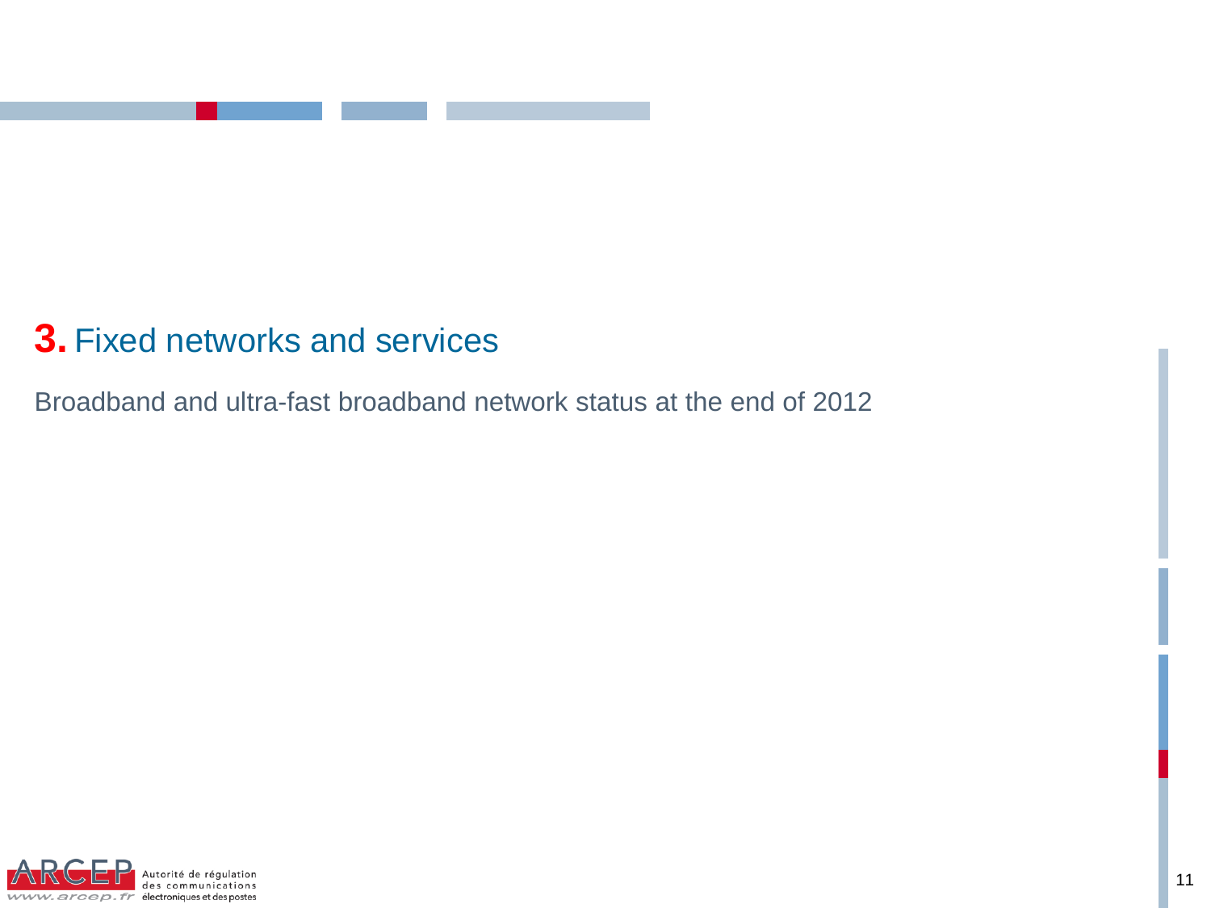## **3.** Fixed networks and services

Broadband and ultra-fast broadband network status at the end of 2012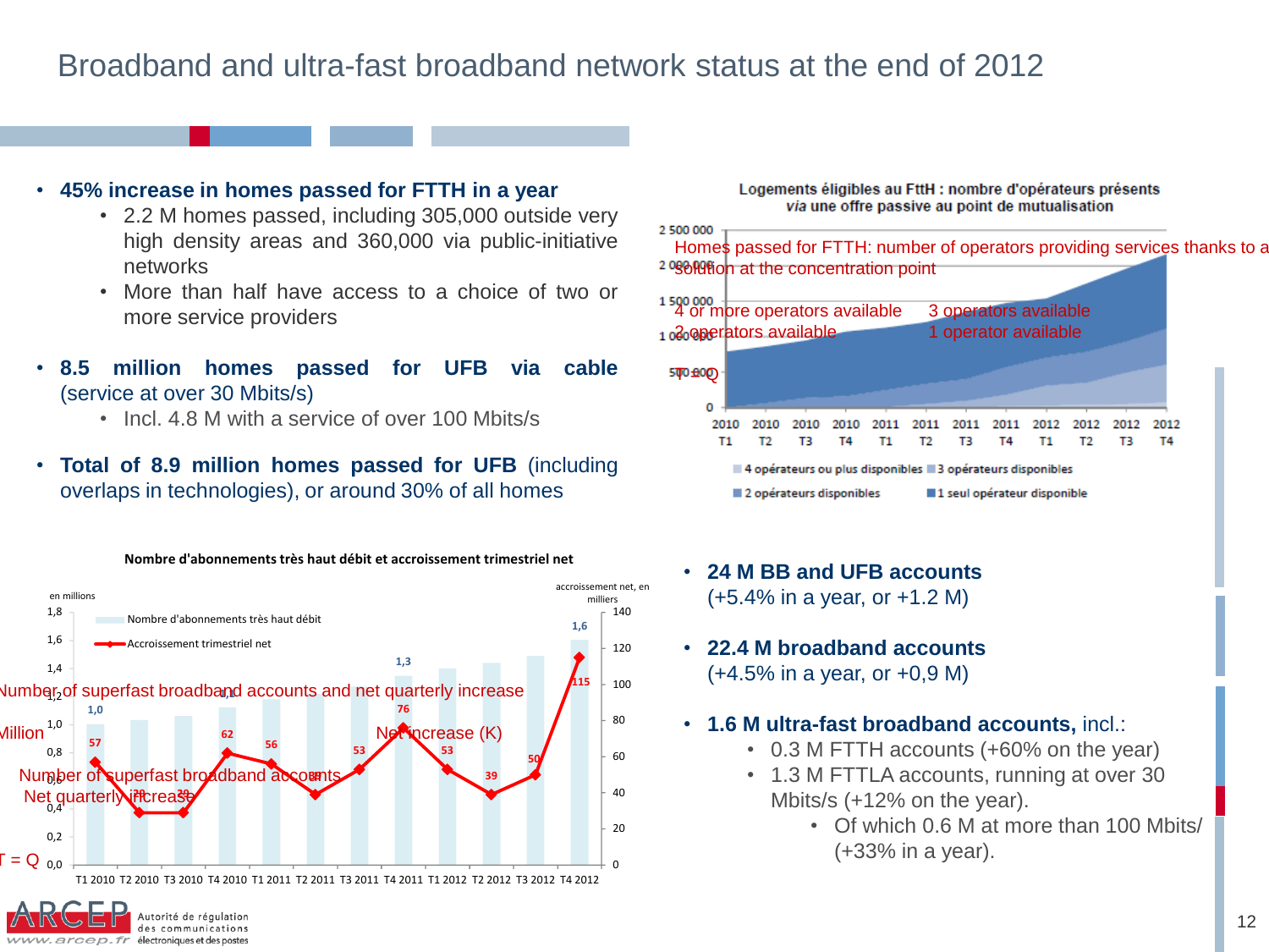# Broadband and ultra-fast broadband network status at the end of 2012

- **45% increase in homes passed for FTTH in a year**
  - 2.2 M homes passed, including 305,000 outside very high density areas and 360,000 via public-initiative networks
  - More than half have access to a choice of two or more service providers
- **8.5 million homes passed for UFB via cable** (service at over 30 Mbits/s)
  - Incl. 4.8 M with a service of over 100 Mbits/s
- **Total of 8.9 million homes passed for UFB** (including overlaps in technologies), or around 30% of all homes

**Logements éligibles au FttH : nombre d'opérateurs présents *via* une offre passive au point de mutualisation**

Homes passed for FTTH: number of operators providing services thanks to a solution at the concentration point

Legend: 4 opérateurs ou plus disponibles (4 or more operators available); 3 opérateurs disponibles (3 operators available); 2 opérateurs disponibles (2 operators available); 1 seul opérateur disponible (1 operator available)

**Nombre d'abonnements très haut débit et accroissement trimestriel net**

Number of superfast broadband accounts and net quarterly increase

| Quarter | Nombre d'abonnements très haut débit (en millions) | Accroissement trimestriel net (en milliers) |
|---|---|---|
| T1 2010 | 1,0 | 57 |
| T2 2010 | | 29 |
| T3 2010 | | 29 |
| T4 2010 | 1,1 | 62 |
| T1 2011 | | 56 |
| T2 2011 | | 39 |
| T3 2011 | | 53 |
| T4 2011 | 1,3 | 76 |
| T1 2012 | | 53 |
| T2 2012 | | 39 |
| T3 2012 | | 50 |
| T4 2012 | 1,6 | 115 |

- **24 M BB and UFB accounts** (+5.4% in a year, or +1.2 M)
- **22.4 M broadband accounts** (+4.5% in a year, or +0,9 M)
- **1.6 M ultra-fast broadband accounts,** incl.:
  - 0.3 M FTTH accounts (+60% on the year)
  - 1.3 M FTTLA accounts, running at over 30 Mbits/s (+12% on the year).
    - Of which 0.6 M at more than 100 Mbits/ (+33% in a year).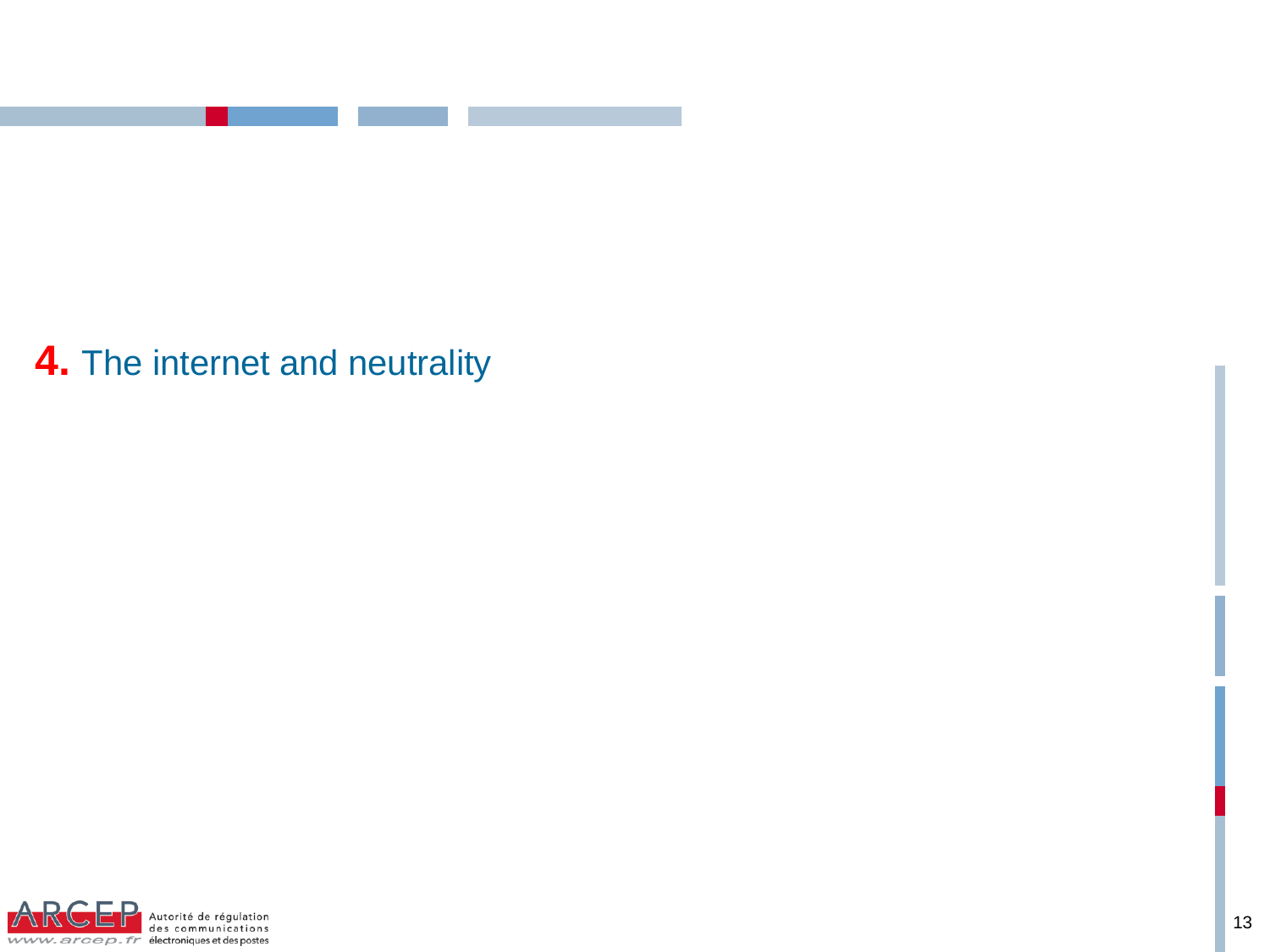# **4.** The internet and neutrality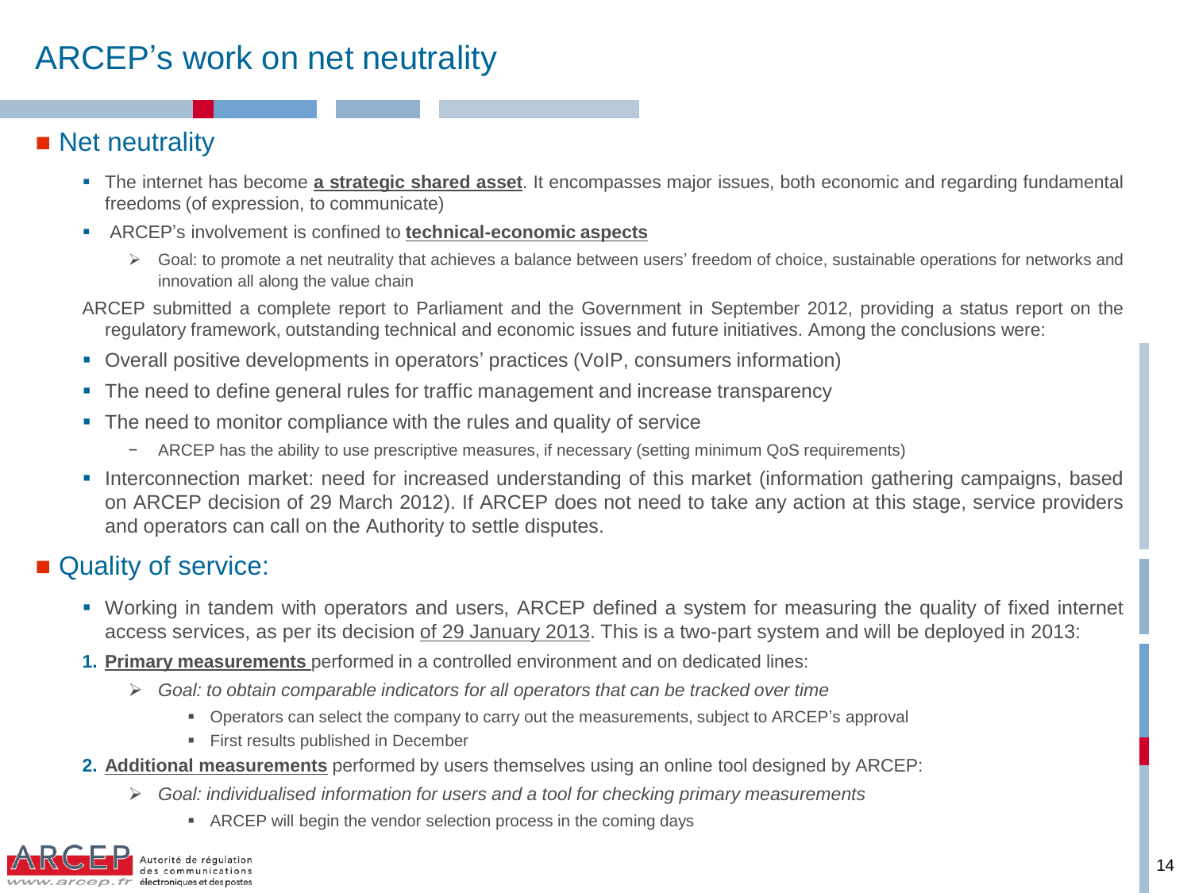# ARCEP's work on net neutrality

## Net neutrality

- The internet has become **a strategic shared asset**. It encompasses major issues, both economic and regarding fundamental freedoms (of expression, to communicate)
- ARCEP's involvement is confined to **technical-economic aspects**
  - Goal: to promote a net neutrality that achieves a balance between users' freedom of choice, sustainable operations for networks and innovation all along the value chain

ARCEP submitted a complete report to Parliament and the Government in September 2012, providing a status report on the regulatory framework, outstanding technical and economic issues and future initiatives. Among the conclusions were:

- Overall positive developments in operators' practices (VoIP, consumers information)
- The need to define general rules for traffic management and increase transparency
- The need to monitor compliance with the rules and quality of service
  - ARCEP has the ability to use prescriptive measures, if necessary (setting minimum QoS requirements)
- Interconnection market: need for increased understanding of this market (information gathering campaigns, based on ARCEP decision of 29 March 2012). If ARCEP does not need to take any action at this stage, service providers and operators can call on the Authority to settle disputes.

## Quality of service:

- Working in tandem with operators and users, ARCEP defined a system for measuring the quality of fixed internet access services, as per its decision of 29 January 2013. This is a two-part system and will be deployed in 2013:

1. **Primary measurements** performed in a controlled environment and on dedicated lines:
   - *Goal: to obtain comparable indicators for all operators that can be tracked over time*
     - Operators can select the company to carry out the measurements, subject to ARCEP's approval
     - First results published in December
2. **Additional measurements** performed by users themselves using an online tool designed by ARCEP:
   - *Goal: individualised information for users and a tool for checking primary measurements*
     - ARCEP will begin the vendor selection process in the coming days

ARCEP Autorité de régulation des communications électroniques et des postes
www.arcep.fr